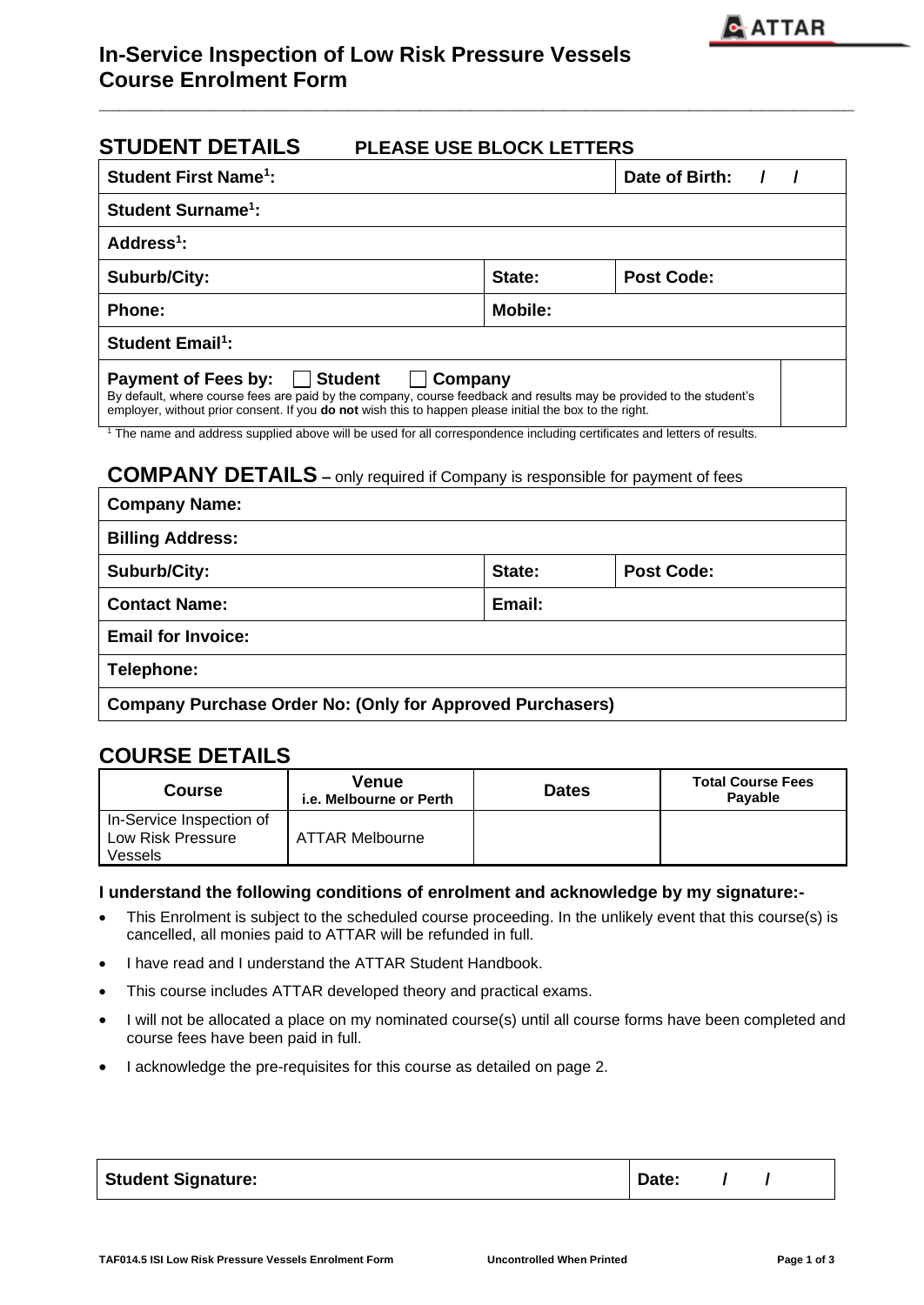# In-Service Inspection of Low Risk Pressure Vessels Course Enrolment Form

## STUDENT DETAILS PLEASE USE BLOCK LETTERS

| | | |
|---|---|---|
| **Student First Name[1]:** | | **Date of Birth: / /** |
| **Student Surname[1]:** | | |
| **Address[1]:** | | |
| **Suburb/City:** | **State:** | **Post Code:** |
| **Phone:** | **Mobile:** | |
| **Student Email[1]:** | | |
| **Payment of Fees by:** ☐ **Student** ☐ **Company**<br>By default, where course fees are paid by the company, course feedback and results may be provided to the student's employer, without prior consent. If you **do not** wish this to happen please initial the box to the right. | | |

[1] The name and address supplied above will be used for all correspondence including certificates and letters of results.

## COMPANY DETAILS – only required if Company is responsible for payment of fees

| | | |
|---|---|---|
| **Company Name:** | | |
| **Billing Address:** | | |
| **Suburb/City:** | **State:** | **Post Code:** |
| **Contact Name:** | **Email:** | |
| **Email for Invoice:** | | |
| **Telephone:** | | |
| **Company Purchase Order No: (Only for Approved Purchasers)** | | |

## COURSE DETAILS

| Course | Venue i.e. Melbourne or Perth | Dates | Total Course Fees Payable |
|---|---|---|---|
| In-Service Inspection of Low Risk Pressure Vessels | ATTAR Melbourne | | |

**I understand the following conditions of enrolment and acknowledge by my signature:-**

- This Enrolment is subject to the scheduled course proceeding. In the unlikely event that this course(s) is cancelled, all monies paid to ATTAR will be refunded in full.
- I have read and I understand the ATTAR Student Handbook.
- This course includes ATTAR developed theory and practical exams.
- I will not be allocated a place on my nominated course(s) until all course forms have been completed and course fees have been paid in full.
- I acknowledge the pre-requisites for this course as detailed on page 2.

| | |
|---|---|
| **Student Signature:** | **Date: / /** |

TAF014.5 ISI Low Risk Pressure Vessels Enrolment Form — Uncontrolled When Printed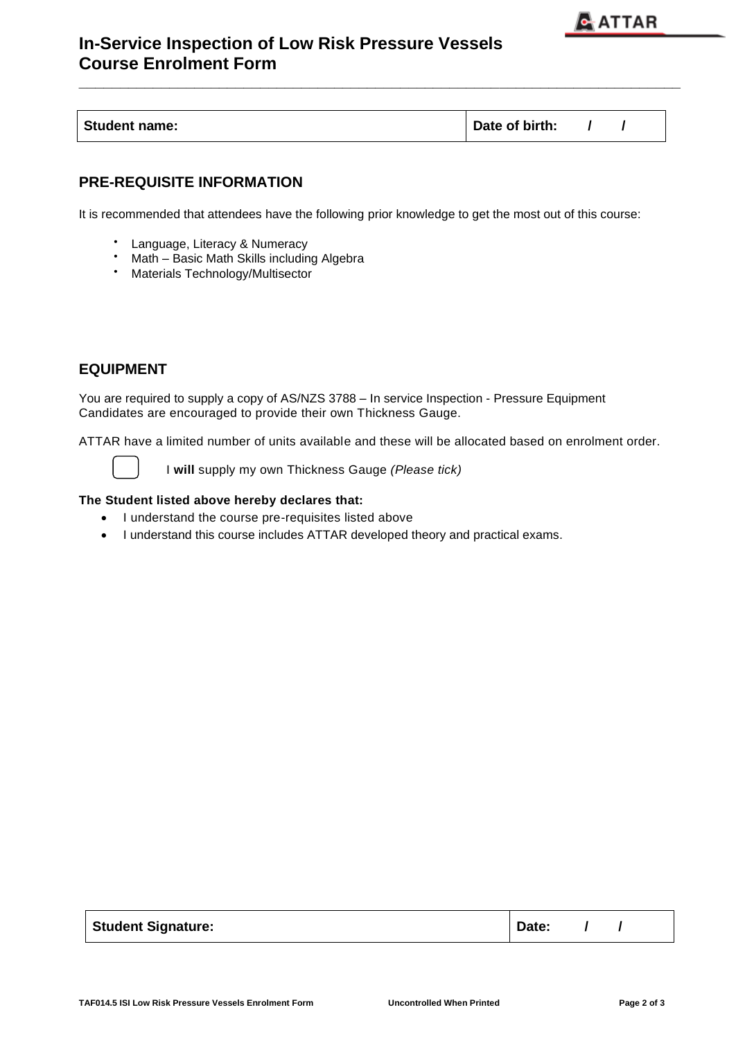# In-Service Inspection of Low Risk Pressure Vessels Course Enrolment Form

| Student name: | Date of birth: / / |
|---|---|

## PRE-REQUISITE INFORMATION

It is recommended that attendees have the following prior knowledge to get the most out of this course:

- Language, Literacy & Numeracy
- Math – Basic Math Skills including Algebra
- Materials Technology/Multisector

## EQUIPMENT

You are required to supply a copy of AS/NZS 3788 – In service Inspection - Pressure Equipment
Candidates are encouraged to provide their own Thickness Gauge.

ATTAR have a limited number of units available and these will be allocated based on enrolment order.

☐ I **will** supply my own Thickness Gauge *(Please tick)*

**The Student listed above hereby declares that:**

- I understand the course pre-requisites listed above
- I understand this course includes ATTAR developed theory and practical exams.

| Student Signature: | Date: / / |
|---|---|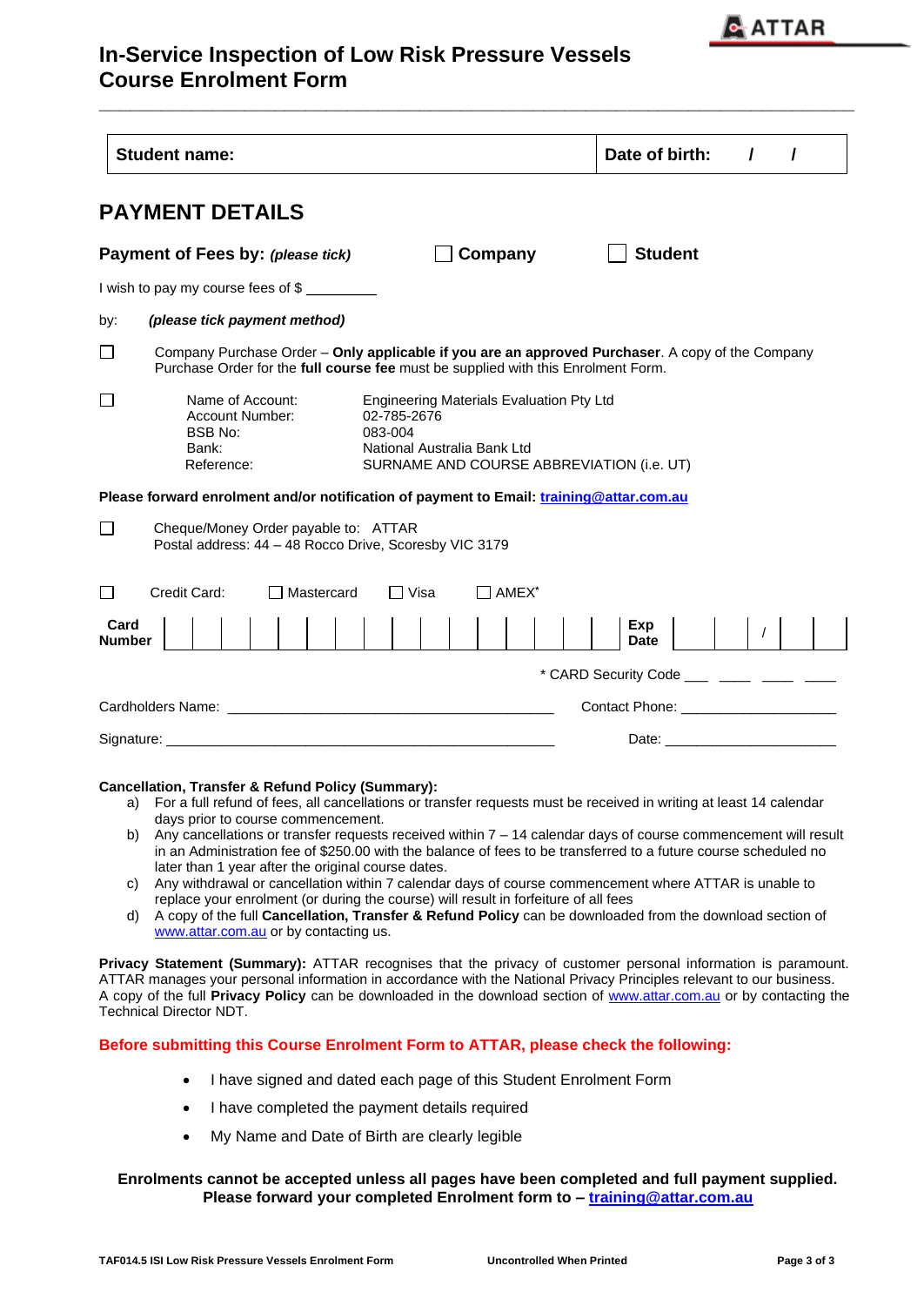# In-Service Inspection of Low Risk Pressure Vessels
# Course Enrolment Form

| Student name: | Date of birth: / / |
|---|---|

## PAYMENT DETAILS

**Payment of Fees by:** ***(please tick)*** ☐ **Company** ☐ **Student**

I wish to pay my course fees of $ _________

by: ***(please tick payment method)***

☐ Company Purchase Order – **Only applicable if you are an approved Purchaser**. A copy of the Company Purchase Order for the **full course fee** must be supplied with this Enrolment Form.

☐

| | |
|---|---|
| Name of Account: | Engineering Materials Evaluation Pty Ltd |
| Account Number: | 02-785-2676 |
| BSB No: | 083-004 |
| Bank: | National Australia Bank Ltd |
| Reference: | SURNAME AND COURSE ABBREVIATION (i.e. UT) |

**Please forward enrolment and/or notification of payment to Email: training@attar.com.au**

☐ Cheque/Money Order payable to: ATTAR
Postal address: 44 – 48 Rocco Drive, Scoresby VIC 3179

☐ Credit Card: ☐ Mastercard ☐ Visa ☐ AMEX*

**Card Number** | | | | | | | | | | | | | | | | | **Exp Date** | | / |

* CARD Security Code ___ ____ ____ ____

Cardholders Name: ________________________________________ Contact Phone: ____________________

Signature: ____________________________________________ Date: ______________________

**Cancellation, Transfer & Refund Policy (Summary):**

a) For a full refund of fees, all cancellations or transfer requests must be received in writing at least 14 calendar days prior to course commencement.
b) Any cancellations or transfer requests received within 7 – 14 calendar days of course commencement will result in an Administration fee of $250.00 with the balance of fees to be transferred to a future course scheduled no later than 1 year after the original course dates.
c) Any withdrawal or cancellation within 7 calendar days of course commencement where ATTAR is unable to replace your enrolment (or during the course) will result in forfeiture of all fees
d) A copy of the full **Cancellation, Transfer & Refund Policy** can be downloaded from the download section of www.attar.com.au or by contacting us.

**Privacy Statement (Summary):** ATTAR recognises that the privacy of customer personal information is paramount. ATTAR manages your personal information in accordance with the National Privacy Principles relevant to our business. A copy of the full **Privacy Policy** can be downloaded in the download section of www.attar.com.au or by contacting the Technical Director NDT.

**Before submitting this Course Enrolment Form to ATTAR, please check the following:**

- I have signed and dated each page of this Student Enrolment Form
- I have completed the payment details required
- My Name and Date of Birth are clearly legible

**Enrolments cannot be accepted unless all pages have been completed and full payment supplied.**
**Please forward your completed Enrolment form to – training@attar.com.au**

TAF014.5 ISI Low Risk Pressure Vessels Enrolment Form Uncontrolled When Printed